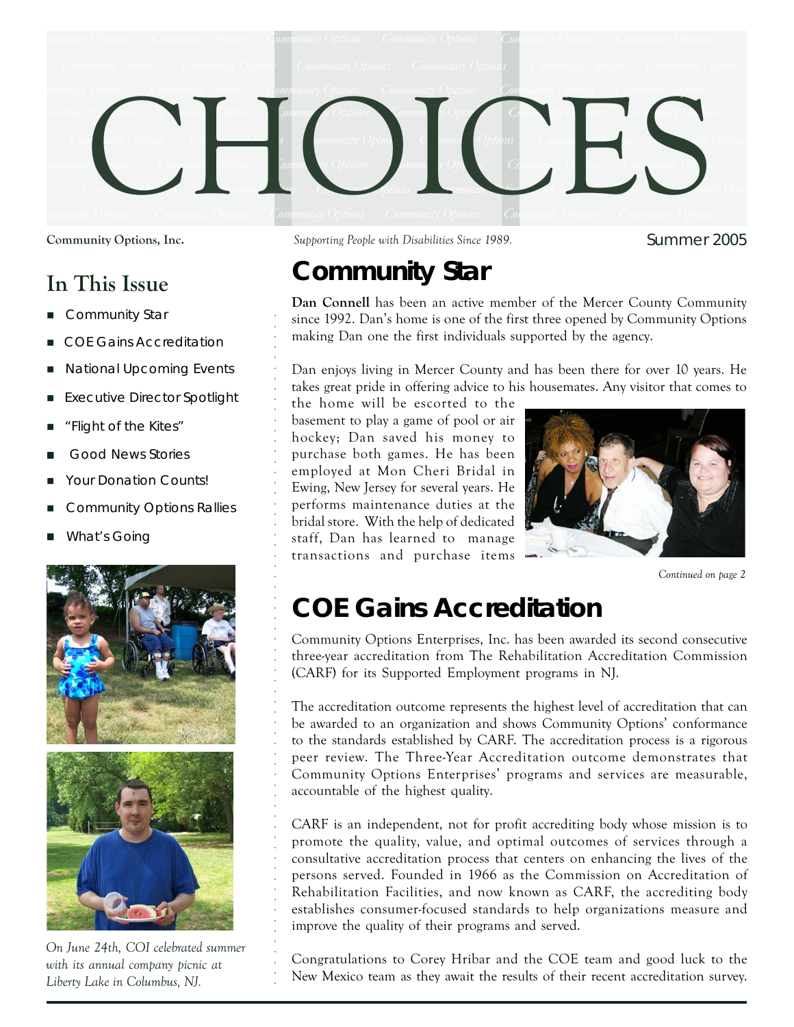# CHOICES

**Community Options, Inc.** *Supporting People with Disabilities Since 1989.* Summer 2005

## In This Issue

- Community Star
- COE Gains Accreditation
- National Upcoming Events
- Executive Director Spotlight
- "Flight of the Kites"
- Good News Stories
- Your Donation Counts!
- Community Options Rallies
- What's Going

*On June 24th, COI celebrated summer with its annual company picnic at Liberty Lake in Columbus, NJ.*

## Community Star

**Dan Connell** has been an active member of the Mercer County Community since 1992. Dan's home is one of the first three opened by Community Options making Dan one the first individuals supported by the agency.

Dan enjoys living in Mercer County and has been there for over 10 years. He takes great pride in offering advice to his housemates. Any visitor that comes to the home will be escorted to the basement to play a game of pool or air hockey; Dan saved his money to purchase both games. He has been employed at Mon Cheri Bridal in Ewing, New Jersey for several years. He performs maintenance duties at the bridal store. With the help of dedicated staff, Dan has learned to manage transactions and purchase items

*Continued on page 2*

## COE Gains Accreditation

Community Options Enterprises, Inc. has been awarded its second consecutive three-year accreditation from The Rehabilitation Accreditation Commission (CARF) for its Supported Employment programs in NJ.

The accreditation outcome represents the highest level of accreditation that can be awarded to an organization and shows Community Options' conformance to the standards established by CARF. The accreditation process is a rigorous peer review. The Three-Year Accreditation outcome demonstrates that Community Options Enterprises' programs and services are measurable, accountable of the highest quality.

CARF is an independent, not for profit accrediting body whose mission is to promote the quality, value, and optimal outcomes of services through a consultative accreditation process that centers on enhancing the lives of the persons served. Founded in 1966 as the Commission on Accreditation of Rehabilitation Facilities, and now known as CARF, the accrediting body establishes consumer-focused standards to help organizations measure and improve the quality of their programs and served.

Congratulations to Corey Hribar and the COE team and good luck to the New Mexico team as they await the results of their recent accreditation survey.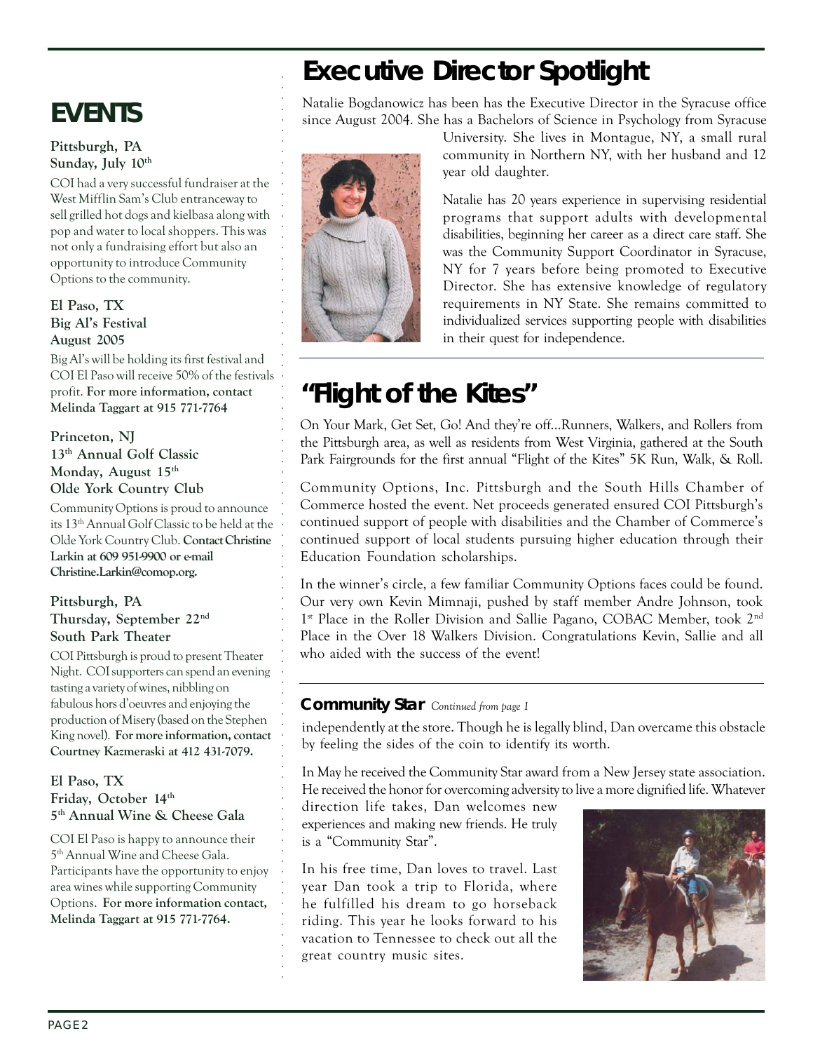# EVENTS

**Pittsburgh, PA**
**Sunday, July 10th**

COI had a very successful fundraiser at the West Mifflin Sam's Club entranceway to sell grilled hot dogs and kielbasa along with pop and water to local shoppers. This was not only a fundraising effort but also an opportunity to introduce Community Options to the community.

**El Paso, TX**
**Big Al's Festival**
**August 2005**

Big Al's will be holding its first festival and COI El Paso will receive 50% of the festivals profit. **For more information, contact Melinda Taggart at 915 771-7764**

**Princeton, NJ**
**13th Annual Golf Classic**
**Monday, August 15th**
**Olde York Country Club**

Community Options is proud to announce its 13th Annual Golf Classic to be held at the Olde York Country Club. **Contact Christine Larkin at 609 951-9900 or e-mail Christine.Larkin@comop.org.**

**Pittsburgh, PA**
**Thursday, September 22nd**
**South Park Theater**

COI Pittsburgh is proud to present Theater Night. COI supporters can spend an evening tasting a variety of wines, nibbling on fabulous hors d'oeuvres and enjoying the production of Misery (based on the Stephen King novel). **For more information, contact Courtney Kazmeraski at 412 431-7079.**

**El Paso, TX**
**Friday, October 14th**
**5th Annual Wine & Cheese Gala**

COI El Paso is happy to announce their 5th Annual Wine and Cheese Gala. Participants have the opportunity to enjoy area wines while supporting Community Options. **For more information contact, Melinda Taggart at 915 771-7764.**

# Executive Director Spotlight

Natalie Bogdanowicz has been has the Executive Director in the Syracuse office since August 2004. She has a Bachelors of Science in Psychology from Syracuse University. She lives in Montague, NY, a small rural community in Northern NY, with her husband and 12 year old daughter.

Natalie has 20 years experience in supervising residential programs that support adults with developmental disabilities, beginning her career as a direct care staff. She was the Community Support Coordinator in Syracuse, NY for 7 years before being promoted to Executive Director. She has extensive knowledge of regulatory requirements in NY State. She remains committed to individualized services supporting people with disabilities in their quest for independence.

# "Flight of the Kites"

On Your Mark, Get Set, Go! And they're off...Runners, Walkers, and Rollers from the Pittsburgh area, as well as residents from West Virginia, gathered at the South Park Fairgrounds for the first annual "Flight of the Kites" 5K Run, Walk, & Roll.

Community Options, Inc. Pittsburgh and the South Hills Chamber of Commerce hosted the event. Net proceeds generated ensured COI Pittsburgh's continued support of people with disabilities and the Chamber of Commerce's continued support of local students pursuing higher education through their Education Foundation scholarships.

In the winner's circle, a few familiar Community Options faces could be found. Our very own Kevin Mimnaji, pushed by staff member Andre Johnson, took 1st Place in the Roller Division and Sallie Pagano, COBAC Member, took 2nd Place in the Over 18 Walkers Division. Congratulations Kevin, Sallie and all who aided with the success of the event!

## Community Star *Continued from page 1*

independently at the store. Though he is legally blind, Dan overcame this obstacle by feeling the sides of the coin to identify its worth.

In May he received the Community Star award from a New Jersey state association. He received the honor for overcoming adversity to live a more dignified life. Whatever direction life takes, Dan welcomes new experiences and making new friends. He truly is a "Community Star".

In his free time, Dan loves to travel. Last year Dan took a trip to Florida, where he fulfilled his dream to go horseback riding. This year he looks forward to his vacation to Tennessee to check out all the great country music sites.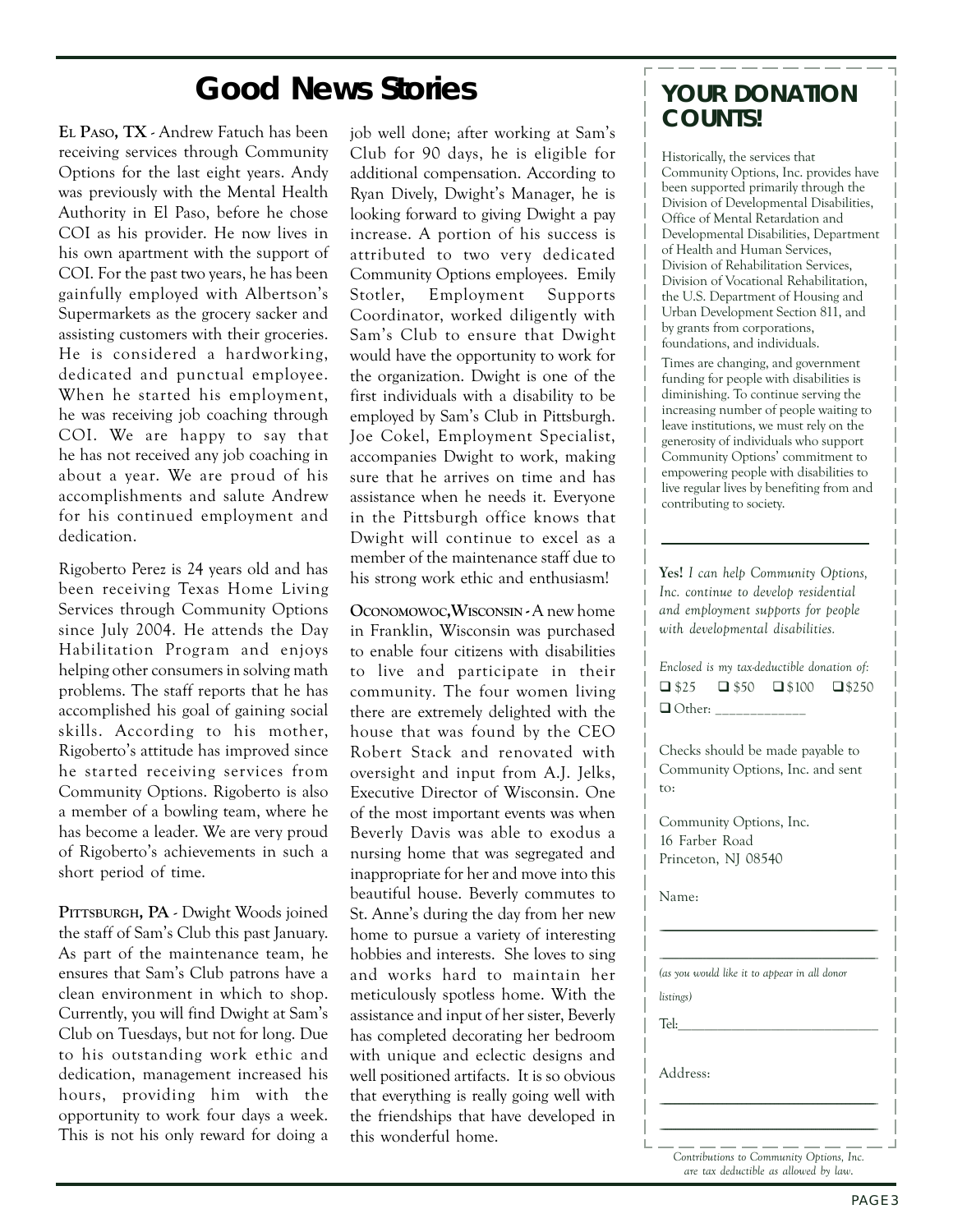# Good News Stories

**EL PASO, TX** - Andrew Fatuch has been receiving services through Community Options for the last eight years. Andy was previously with the Mental Health Authority in El Paso, before he chose COI as his provider. He now lives in his own apartment with the support of COI. For the past two years, he has been gainfully employed with Albertson's Supermarkets as the grocery sacker and assisting customers with their groceries. He is considered a hardworking, dedicated and punctual employee. When he started his employment, he was receiving job coaching through COI. We are happy to say that he has not received any job coaching in about a year. We are proud of his accomplishments and salute Andrew for his continued employment and dedication.

Rigoberto Perez is 24 years old and has been receiving Texas Home Living Services through Community Options since July 2004. He attends the Day Habilitation Program and enjoys helping other consumers in solving math problems. The staff reports that he has accomplished his goal of gaining social skills. According to his mother, Rigoberto's attitude has improved since he started receiving services from Community Options. Rigoberto is also a member of a bowling team, where he has become a leader. We are very proud of Rigoberto's achievements in such a short period of time.

**PITTSBURGH, PA** - Dwight Woods joined the staff of Sam's Club this past January. As part of the maintenance team, he ensures that Sam's Club patrons have a clean environment in which to shop. Currently, you will find Dwight at Sam's Club on Tuesdays, but not for long. Due to his outstanding work ethic and dedication, management increased his hours, providing him with the opportunity to work four days a week. This is not his only reward for doing a job well done; after working at Sam's Club for 90 days, he is eligible for additional compensation. According to Ryan Dively, Dwight's Manager, he is looking forward to giving Dwight a pay increase. A portion of his success is attributed to two very dedicated Community Options employees. Emily Stotler, Employment Supports Coordinator, worked diligently with Sam's Club to ensure that Dwight would have the opportunity to work for the organization. Dwight is one of the first individuals with a disability to be employed by Sam's Club in Pittsburgh. Joe Cokel, Employment Specialist, accompanies Dwight to work, making sure that he arrives on time and has assistance when he needs it. Everyone in the Pittsburgh office knows that Dwight will continue to excel as a member of the maintenance staff due to his strong work ethic and enthusiasm!

**OCONOMOWOC, WISCONSIN** - A new home in Franklin, Wisconsin was purchased to enable four citizens with disabilities to live and participate in their community. The four women living there are extremely delighted with the house that was found by the CEO Robert Stack and renovated with oversight and input from A.J. Jelks, Executive Director of Wisconsin. One of the most important events was when Beverly Davis was able to exodus a nursing home that was segregated and inappropriate for her and move into this beautiful house. Beverly commutes to St. Anne's during the day from her new home to pursue a variety of interesting hobbies and interests. She loves to sing and works hard to maintain her meticulously spotless home. With the assistance and input of her sister, Beverly has completed decorating her bedroom with unique and eclectic designs and well positioned artifacts. It is so obvious that everything is really going well with the friendships that have developed in this wonderful home.

## YOUR DONATION COUNTS!

Historically, the services that Community Options, Inc. provides have been supported primarily through the Division of Developmental Disabilities, Office of Mental Retardation and Developmental Disabilities, Department of Health and Human Services, Division of Rehabilitation Services, Division of Vocational Rehabilitation, the U.S. Department of Housing and Urban Development Section 811, and by grants from corporations, foundations, and individuals.

Times are changing, and government funding for people with disabilities is diminishing. To continue serving the increasing number of people waiting to leave institutions, we must rely on the generosity of individuals who support Community Options' commitment to empowering people with disabilities to live regular lives by benefiting from and contributing to society.

**Yes!** *I can help Community Options, Inc. continue to develop residential and employment supports for people with developmental disabilities.*

*Enclosed is my tax-deductible donation of:*

❑ \$25 ❑ \$50 ❑ \$100 ❑ \$250

❑ Other: ____________

Checks should be made payable to Community Options, Inc. and sent to:

Community Options, Inc.
16 Farber Road
Princeton, NJ 08540

Name:

______________________________

______________________________

*(as you would like it to appear in all donor listings)*

Tel:___________________________

Address:

______________________________

______________________________

*Contributions to Community Options, Inc. are tax deductible as allowed by law.*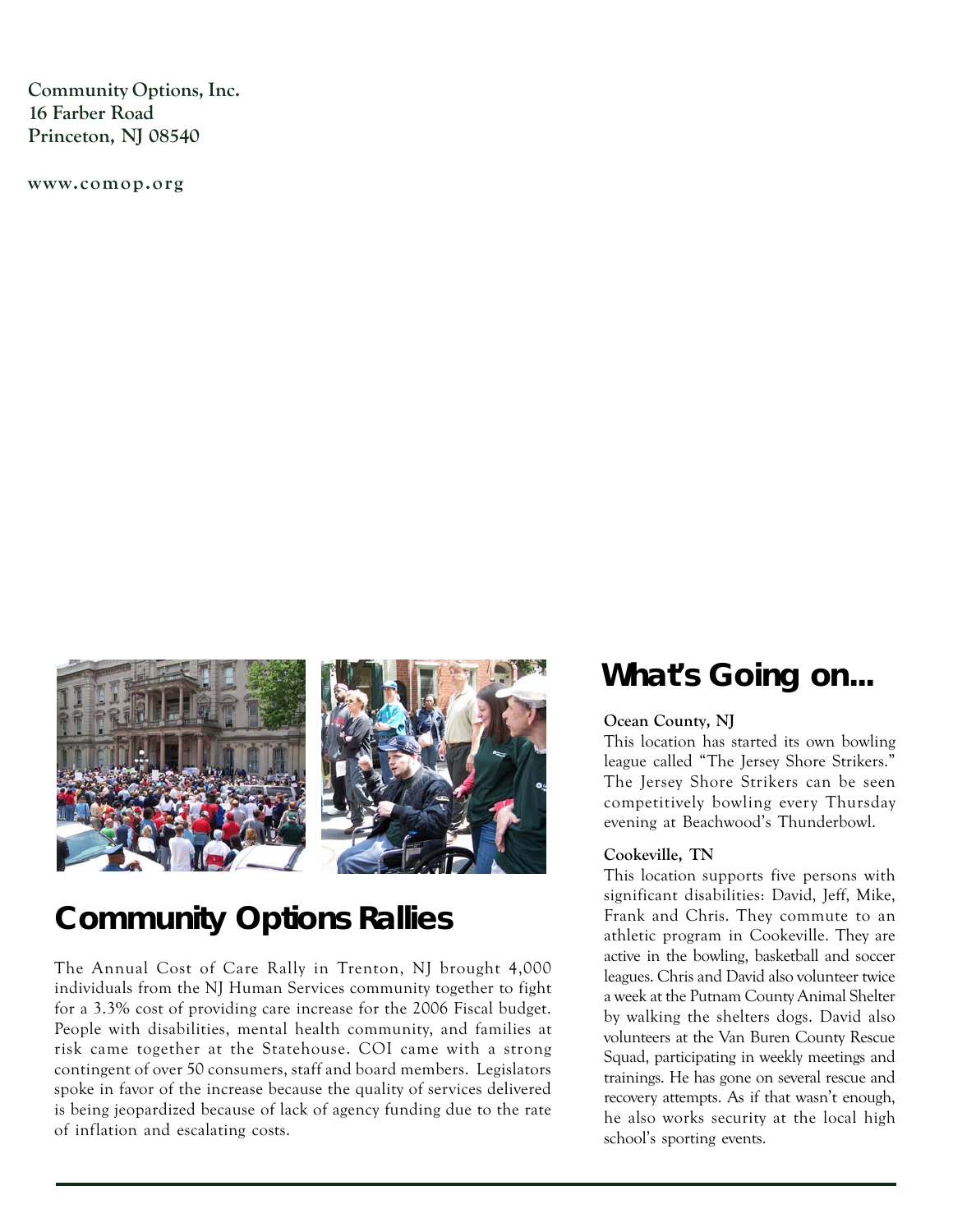**Community Options, Inc.**
**16 Farber Road**
**Princeton, NJ 08540**

**www.comop.org**

## Community Options Rallies

The Annual Cost of Care Rally in Trenton, NJ brought 4,000 individuals from the NJ Human Services community together to fight for a 3.3% cost of providing care increase for the 2006 Fiscal budget. People with disabilities, mental health community, and families at risk came together at the Statehouse. COI came with a strong contingent of over 50 consumers, staff and board members. Legislators spoke in favor of the increase because the quality of services delivered is being jeopardized because of lack of agency funding due to the rate of inflation and escalating costs.

## What's Going on...

**Ocean County, NJ**

This location has started its own bowling league called "The Jersey Shore Strikers." The Jersey Shore Strikers can be seen competitively bowling every Thursday evening at Beachwood's Thunderbowl.

**Cookeville, TN**

This location supports five persons with significant disabilities: David, Jeff, Mike, Frank and Chris. They commute to an athletic program in Cookeville. They are active in the bowling, basketball and soccer leagues. Chris and David also volunteer twice a week at the Putnam County Animal Shelter by walking the shelters dogs. David also volunteers at the Van Buren County Rescue Squad, participating in weekly meetings and trainings. He has gone on several rescue and recovery attempts. As if that wasn't enough, he also works security at the local high school's sporting events.